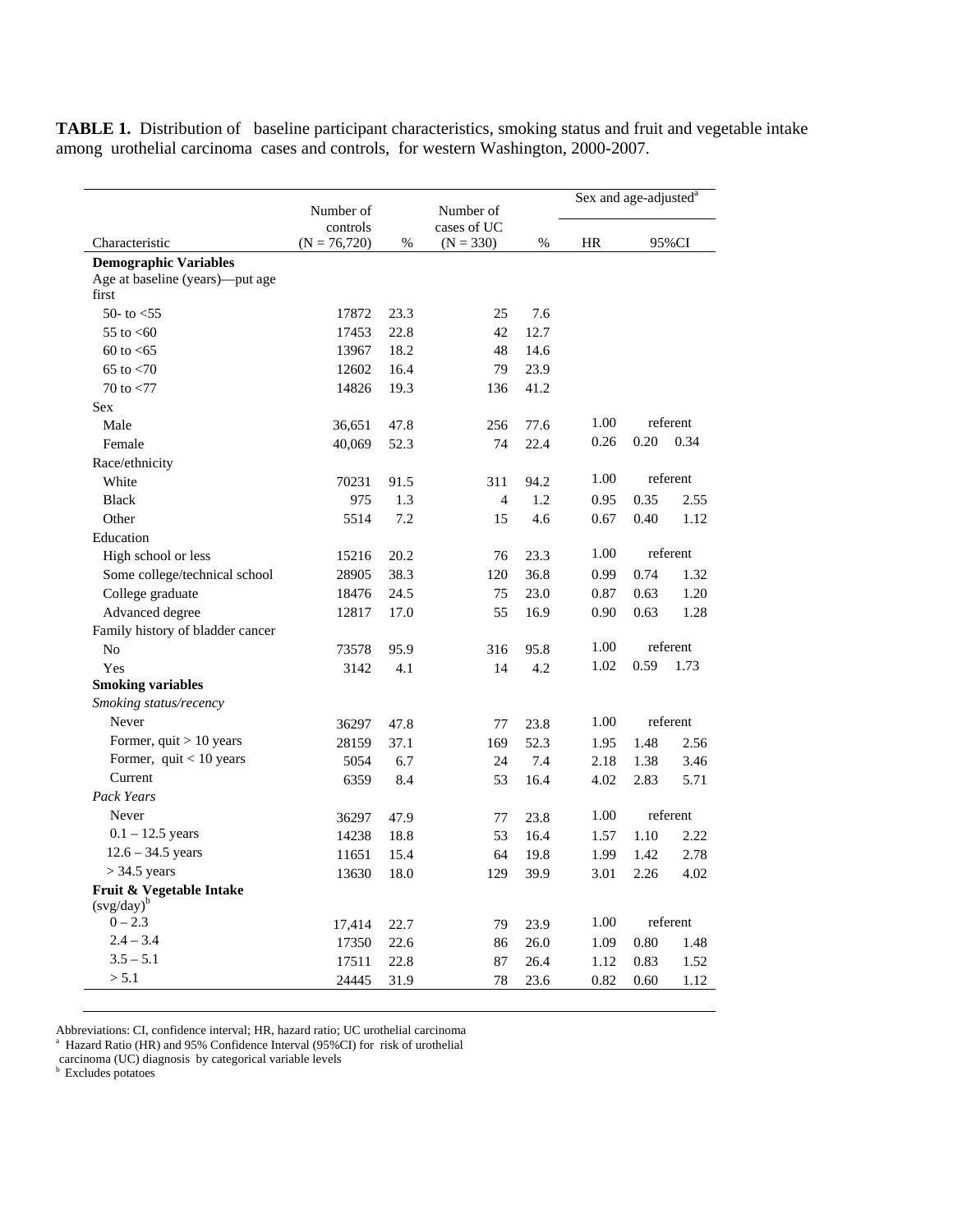**TABLE 1.** Distribution of baseline participant characteristics, smoking status and fruit and vegetable intake among urothelial carcinoma cases and controls, for western Washington, 2000-2007.

| Characteristic | Number of controls (N = 76,720) | % | Number of cases of UC (N = 330) | % | Sex and age-adjusted[a] HR | 95%CI | |
|---|---|---|---|---|---|---|---|
| **Demographic Variables** | | | | | | | |
| Age at baseline (years)—put age first | | | | | | | |
| 50- to <55 | 17872 | 23.3 | 25 | 7.6 | | | |
| 55 to <60 | 17453 | 22.8 | 42 | 12.7 | | | |
| 60 to <65 | 13967 | 18.2 | 48 | 14.6 | | | |
| 65 to <70 | 12602 | 16.4 | 79 | 23.9 | | | |
| 70 to <77 | 14826 | 19.3 | 136 | 41.2 | | | |
| Sex | | | | | | | |
| Male | 36,651 | 47.8 | 256 | 77.6 | 1.00 | referent | |
| Female | 40,069 | 52.3 | 74 | 22.4 | 0.26 | 0.20 | 0.34 |
| Race/ethnicity | | | | | | | |
| White | 70231 | 91.5 | 311 | 94.2 | 1.00 | referent | |
| Black | 975 | 1.3 | 4 | 1.2 | 0.95 | 0.35 | 2.55 |
| Other | 5514 | 7.2 | 15 | 4.6 | 0.67 | 0.40 | 1.12 |
| Education | | | | | | | |
| High school or less | 15216 | 20.2 | 76 | 23.3 | 1.00 | referent | |
| Some college/technical school | 28905 | 38.3 | 120 | 36.8 | 0.99 | 0.74 | 1.32 |
| College graduate | 18476 | 24.5 | 75 | 23.0 | 0.87 | 0.63 | 1.20 |
| Advanced degree | 12817 | 17.0 | 55 | 16.9 | 0.90 | 0.63 | 1.28 |
| Family history of bladder cancer | | | | | | | |
| No | 73578 | 95.9 | 316 | 95.8 | 1.00 | referent | |
| Yes | 3142 | 4.1 | 14 | 4.2 | 1.02 | 0.59 | 1.73 |
| **Smoking variables** | | | | | | | |
| *Smoking status/recency* | | | | | | | |
| Never | 36297 | 47.8 | 77 | 23.8 | 1.00 | referent | |
| Former, quit > 10 years | 28159 | 37.1 | 169 | 52.3 | 1.95 | 1.48 | 2.56 |
| Former, quit < 10 years | 5054 | 6.7 | 24 | 7.4 | 2.18 | 1.38 | 3.46 |
| Current | 6359 | 8.4 | 53 | 16.4 | 4.02 | 2.83 | 5.71 |
| *Pack Years* | | | | | | | |
| Never | 36297 | 47.9 | 77 | 23.8 | 1.00 | referent | |
| 0.1 – 12.5 years | 14238 | 18.8 | 53 | 16.4 | 1.57 | 1.10 | 2.22 |
| 12.6 – 34.5 years | 11651 | 15.4 | 64 | 19.8 | 1.99 | 1.42 | 2.78 |
| > 34.5 years | 13630 | 18.0 | 129 | 39.9 | 3.01 | 2.26 | 4.02 |
| **Fruit & Vegetable Intake** (svg/day)[b] | | | | | | | |
| 0 – 2.3 | 17,414 | 22.7 | 79 | 23.9 | 1.00 | referent | |
| 2.4 – 3.4 | 17350 | 22.6 | 86 | 26.0 | 1.09 | 0.80 | 1.48 |
| 3.5 – 5.1 | 17511 | 22.8 | 87 | 26.4 | 1.12 | 0.83 | 1.52 |
| > 5.1 | 24445 | 31.9 | 78 | 23.6 | 0.82 | 0.60 | 1.12 |

Abbreviations: CI, confidence interval; HR, hazard ratio; UC urothelial carcinoma

[a] Hazard Ratio (HR) and 95% Confidence Interval (95%CI) for risk of urothelial carcinoma (UC) diagnosis by categorical variable levels

[b] Excludes potatoes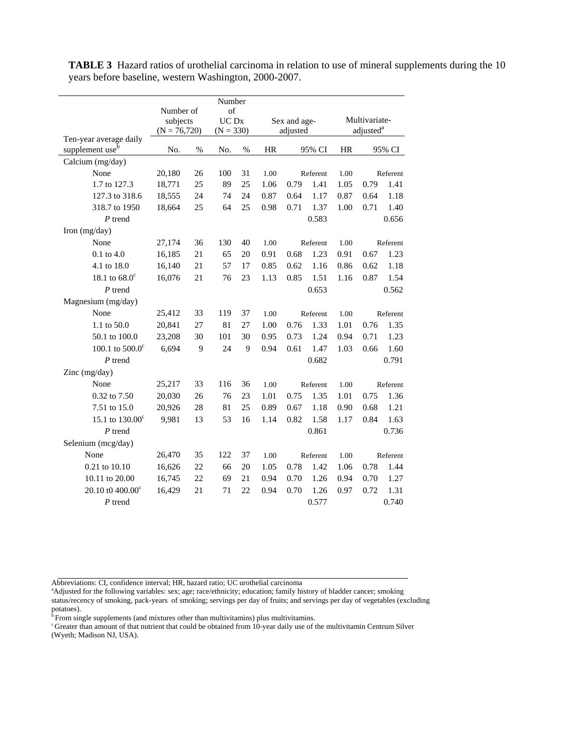**TABLE 3** Hazard ratios of urothelial carcinoma in relation to use of mineral supplements during the 10 years before baseline, western Washington, 2000-2007.

| Ten-year average daily supplement use[b] | Number of subjects (N = 76,720) | | Number of UC Dx (N = 330) | | Sex and age-adjusted | | | Multivariate-adjusted[a] | | |
|---|---|---|---|---|---|---|---|---|---|---|
| | No. | % | No. | % | HR | 95% CI | | HR | 95% CI | |
| Calcium (mg/day) | | | | | | | | | | |
| None | 20,180 | 26 | 100 | 31 | 1.00 | Referent | | 1.00 | Referent | |
| 1.7 to 127.3 | 18,771 | 25 | 89 | 25 | 1.06 | 0.79 | 1.41 | 1.05 | 0.79 | 1.41 |
| 127.3 to 318.6 | 18,555 | 24 | 74 | 24 | 0.87 | 0.64 | 1.17 | 0.87 | 0.64 | 1.18 |
| 318.7 to 1950 | 18,664 | 25 | 64 | 25 | 0.98 | 0.71 | 1.37 | 1.00 | 0.71 | 1.40 |
| *P* trend | | | | | | | 0.583 | | | 0.656 |
| Iron (mg/day) | | | | | | | | | | |
| None | 27,174 | 36 | 130 | 40 | 1.00 | Referent | | 1.00 | Referent | |
| 0.1 to 4.0 | 16,185 | 21 | 65 | 20 | 0.91 | 0.68 | 1.23 | 0.91 | 0.67 | 1.23 |
| 4.1 to 18.0 | 16,140 | 21 | 57 | 17 | 0.85 | 0.62 | 1.16 | 0.86 | 0.62 | 1.18 |
| 18.1 to 68.0[c] | 16,076 | 21 | 76 | 23 | 1.13 | 0.85 | 1.51 | 1.16 | 0.87 | 1.54 |
| *P* trend | | | | | | | 0.653 | | | 0.562 |
| Magnesium (mg/day) | | | | | | | | | | |
| None | 25,412 | 33 | 119 | 37 | 1.00 | Referent | | 1.00 | Referent | |
| 1.1 to 50.0 | 20,841 | 27 | 81 | 27 | 1.00 | 0.76 | 1.33 | 1.01 | 0.76 | 1.35 |
| 50.1 to 100.0 | 23,208 | 30 | 101 | 30 | 0.95 | 0.73 | 1.24 | 0.94 | 0.71 | 1.23 |
| 100.1 to 500.0[c] | 6,694 | 9 | 24 | 9 | 0.94 | 0.61 | 1.47 | 1.03 | 0.66 | 1.60 |
| *P* trend | | | | | | | 0.682 | | | 0.791 |
| Zinc (mg/day) | | | | | | | | | | |
| None | 25,217 | 33 | 116 | 36 | 1.00 | Referent | | 1.00 | Referent | |
| 0.32 to 7.50 | 20,030 | 26 | 76 | 23 | 1.01 | 0.75 | 1.35 | 1.01 | 0.75 | 1.36 |
| 7.51 to 15.0 | 20,926 | 28 | 81 | 25 | 0.89 | 0.67 | 1.18 | 0.90 | 0.68 | 1.21 |
| 15.1 to 130.00[c] | 9,981 | 13 | 53 | 16 | 1.14 | 0.82 | 1.58 | 1.17 | 0.84 | 1.63 |
| *P* trend | | | | | | | 0.861 | | | 0.736 |
| Selenium (mcg/day) | | | | | | | | | | |
| None | 26,470 | 35 | 122 | 37 | 1.00 | Referent | | 1.00 | Referent | |
| 0.21 to 10.10 | 16,626 | 22 | 66 | 20 | 1.05 | 0.78 | 1.42 | 1.06 | 0.78 | 1.44 |
| 10.11 to 20.00 | 16,745 | 22 | 69 | 21 | 0.94 | 0.70 | 1.26 | 0.94 | 0.70 | 1.27 |
| 20.10 t0 400.00[c] | 16,429 | 21 | 71 | 22 | 0.94 | 0.70 | 1.26 | 0.97 | 0.72 | 1.31 |
| *P* trend | | | | | | | 0.577 | | | 0.740 |

Abbreviations: CI, confidence interval; HR, hazard ratio; UC urothelial carcinoma

[a]Adjusted for the following variables: sex; age; race/ethnicity; education; family history of bladder cancer; smoking status/recency of smoking, pack-years of smoking; servings per day of fruits; and servings per day of vegetables (excluding potatoes).

[b] From single supplements (and mixtures other than multivitamins) plus multivitamins.

[c] Greater than amount of that nutrient that could be obtained from 10-year daily use of the multivitamin Centrum Silver (Wyeth; Madison NJ, USA).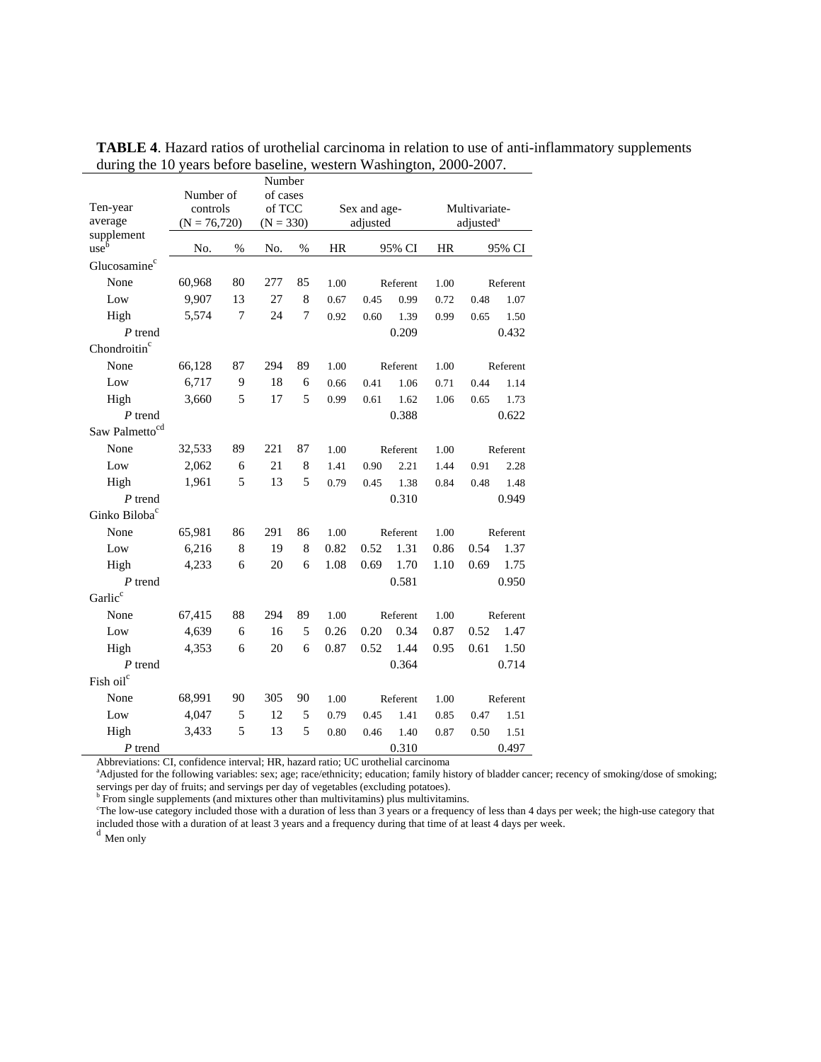**TABLE 4**. Hazard ratios of urothelial carcinoma in relation to use of anti-inflammatory supplements during the 10 years before baseline, western Washington, 2000-2007.

| Ten-year average supplement use[b] | Number of controls (N = 76,720) | | Number of cases of TCC (N = 330) | | Sex and age-adjusted | | | Multivariate-adjusted[a] | | |
|---|---|---|---|---|---|---|---|---|---|---|
| | No. | % | No. | % | HR | 95% CI | | HR | 95% CI | |
| Glucosamine[c] | | | | | | | | | | |
| None | 60,968 | 80 | 277 | 85 | 1.00 | Referent | | 1.00 | Referent | |
| Low | 9,907 | 13 | 27 | 8 | 0.67 | 0.45 | 0.99 | 0.72 | 0.48 | 1.07 |
| High | 5,574 | 7 | 24 | 7 | 0.92 | 0.60 | 1.39 | 0.99 | 0.65 | 1.50 |
| *P* trend | | | | | | | 0.209 | | | 0.432 |
| Chondroitin[c] | | | | | | | | | | |
| None | 66,128 | 87 | 294 | 89 | 1.00 | Referent | | 1.00 | Referent | |
| Low | 6,717 | 9 | 18 | 6 | 0.66 | 0.41 | 1.06 | 0.71 | 0.44 | 1.14 |
| High | 3,660 | 5 | 17 | 5 | 0.99 | 0.61 | 1.62 | 1.06 | 0.65 | 1.73 |
| *P* trend | | | | | | | 0.388 | | | 0.622 |
| Saw Palmetto[cd] | | | | | | | | | | |
| None | 32,533 | 89 | 221 | 87 | 1.00 | Referent | | 1.00 | Referent | |
| Low | 2,062 | 6 | 21 | 8 | 1.41 | 0.90 | 2.21 | 1.44 | 0.91 | 2.28 |
| High | 1,961 | 5 | 13 | 5 | 0.79 | 0.45 | 1.38 | 0.84 | 0.48 | 1.48 |
| *P* trend | | | | | | | 0.310 | | | 0.949 |
| Ginko Biloba[c] | | | | | | | | | | |
| None | 65,981 | 86 | 291 | 86 | 1.00 | Referent | | 1.00 | Referent | |
| Low | 6,216 | 8 | 19 | 8 | 0.82 | 0.52 | 1.31 | 0.86 | 0.54 | 1.37 |
| High | 4,233 | 6 | 20 | 6 | 1.08 | 0.69 | 1.70 | 1.10 | 0.69 | 1.75 |
| *P* trend | | | | | | | 0.581 | | | 0.950 |
| Garlic[c] | | | | | | | | | | |
| None | 67,415 | 88 | 294 | 89 | 1.00 | Referent | | 1.00 | Referent | |
| Low | 4,639 | 6 | 16 | 5 | 0.26 | 0.20 | 0.34 | 0.87 | 0.52 | 1.47 |
| High | 4,353 | 6 | 20 | 6 | 0.87 | 0.52 | 1.44 | 0.95 | 0.61 | 1.50 |
| *P* trend | | | | | | | 0.364 | | | 0.714 |
| Fish oil[c] | | | | | | | | | | |
| None | 68,991 | 90 | 305 | 90 | 1.00 | Referent | | 1.00 | Referent | |
| Low | 4,047 | 5 | 12 | 5 | 0.79 | 0.45 | 1.41 | 0.85 | 0.47 | 1.51 |
| High | 3,433 | 5 | 13 | 5 | 0.80 | 0.46 | 1.40 | 0.87 | 0.50 | 1.51 |
| *P* trend | | | | | | | 0.310 | | | 0.497 |

Abbreviations: CI, confidence interval; HR, hazard ratio; UC urothelial carcinoma

[a]Adjusted for the following variables: sex; age; race/ethnicity; education; family history of bladder cancer; recency of smoking/dose of smoking; servings per day of fruits; and servings per day of vegetables (excluding potatoes).

[b] From single supplements (and mixtures other than multivitamins) plus multivitamins.

[c]The low-use category included those with a duration of less than 3 years or a frequency of less than 4 days per week; the high-use category that included those with a duration of at least 3 years and a frequency during that time of at least 4 days per week.

[d] Men only